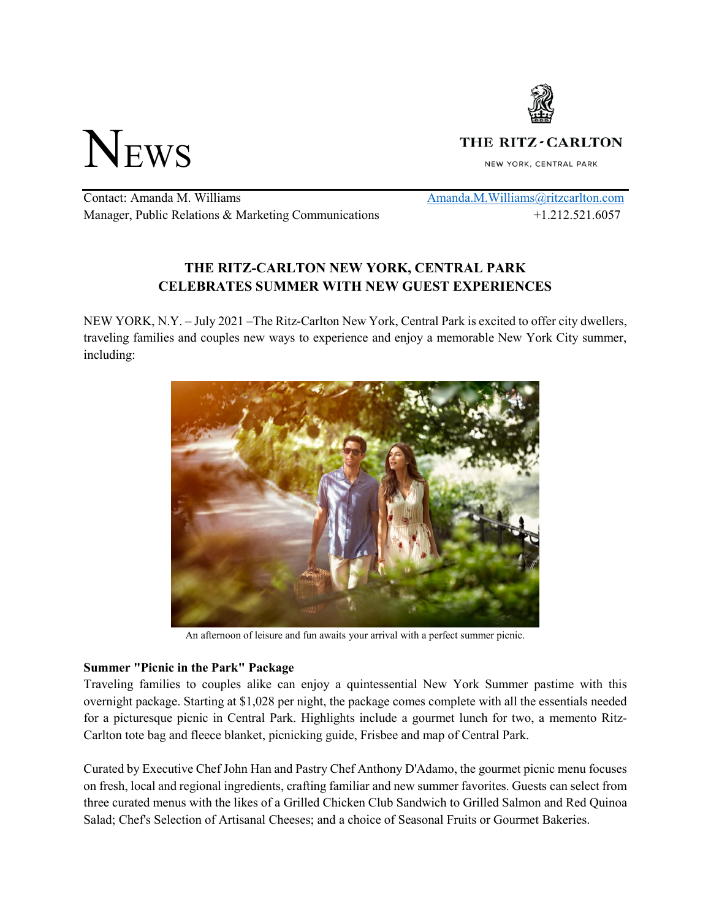# NEWS

**THE RITZ-CARLTON**
NEW YORK, CENTRAL PARK

Contact: Amanda M. Williams | Amanda.M.Williams@ritzcarlton.com
Manager, Public Relations & Marketing Communications | +1.212.521.6057

## THE RITZ-CARLTON NEW YORK, CENTRAL PARK CELEBRATES SUMMER WITH NEW GUEST EXPERIENCES

NEW YORK, N.Y. – July 2021 –The Ritz-Carlton New York, Central Park is excited to offer city dwellers, traveling families and couples new ways to experience and enjoy a memorable New York City summer, including:

An afternoon of leisure and fun awaits your arrival with a perfect summer picnic.

**Summer "Picnic in the Park" Package**
Traveling families to couples alike can enjoy a quintessential New York Summer pastime with this overnight package. Starting at $1,028 per night, the package comes complete with all the essentials needed for a picturesque picnic in Central Park. Highlights include a gourmet lunch for two, a memento Ritz-Carlton tote bag and fleece blanket, picnicking guide, Frisbee and map of Central Park.

Curated by Executive Chef John Han and Pastry Chef Anthony D'Adamo, the gourmet picnic menu focuses on fresh, local and regional ingredients, crafting familiar and new summer favorites. Guests can select from three curated menus with the likes of a Grilled Chicken Club Sandwich to Grilled Salmon and Red Quinoa Salad; Chef's Selection of Artisanal Cheeses; and a choice of Seasonal Fruits or Gourmet Bakeries.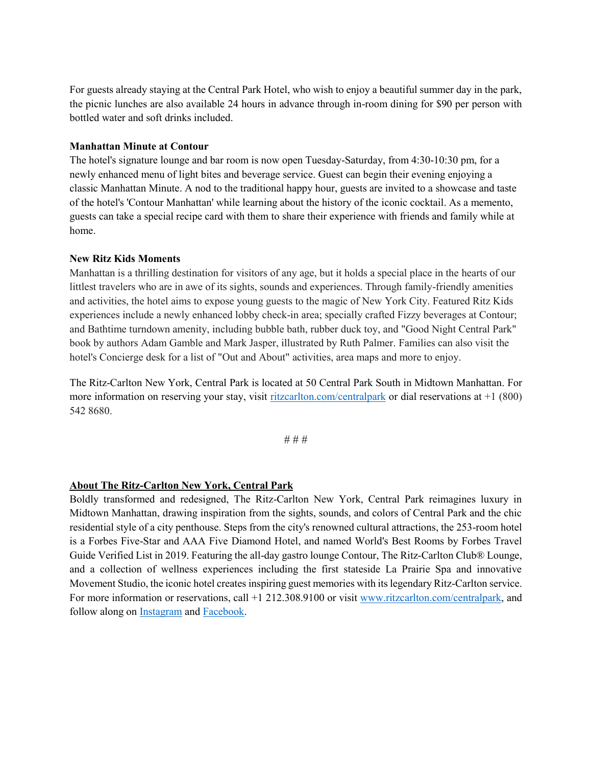For guests already staying at the Central Park Hotel, who wish to enjoy a beautiful summer day in the park, the picnic lunches are also available 24 hours in advance through in-room dining for $90 per person with bottled water and soft drinks included.

**Manhattan Minute at Contour**
The hotel's signature lounge and bar room is now open Tuesday-Saturday, from 4:30-10:30 pm, for a newly enhanced menu of light bites and beverage service. Guest can begin their evening enjoying a classic Manhattan Minute. A nod to the traditional happy hour, guests are invited to a showcase and taste of the hotel's 'Contour Manhattan' while learning about the history of the iconic cocktail. As a memento, guests can take a special recipe card with them to share their experience with friends and family while at home.

**New Ritz Kids Moments**
Manhattan is a thrilling destination for visitors of any age, but it holds a special place in the hearts of our littlest travelers who are in awe of its sights, sounds and experiences. Through family-friendly amenities and activities, the hotel aims to expose young guests to the magic of New York City. Featured Ritz Kids experiences include a newly enhanced lobby check-in area; specially crafted Fizzy beverages at Contour; and Bathtime turndown amenity, including bubble bath, rubber duck toy, and "Good Night Central Park" book by authors Adam Gamble and Mark Jasper, illustrated by Ruth Palmer. Families can also visit the hotel's Concierge desk for a list of "Out and About" activities, area maps and more to enjoy.

The Ritz-Carlton New York, Central Park is located at 50 Central Park South in Midtown Manhattan. For more information on reserving your stay, visit [ritzcarlton.com/centralpark](ritzcarlton.com/centralpark) or dial reservations at +1 (800) 542 8680.

# # #

**About The Ritz-Carlton New York, Central Park**
Boldly transformed and redesigned, The Ritz-Carlton New York, Central Park reimagines luxury in Midtown Manhattan, drawing inspiration from the sights, sounds, and colors of Central Park and the chic residential style of a city penthouse. Steps from the city's renowned cultural attractions, the 253-room hotel is a Forbes Five-Star and AAA Five Diamond Hotel, and named World's Best Rooms by Forbes Travel Guide Verified List in 2019. Featuring the all-day gastro lounge Contour, The Ritz-Carlton Club® Lounge, and a collection of wellness experiences including the first stateside La Prairie Spa and innovative Movement Studio, the iconic hotel creates inspiring guest memories with its legendary Ritz-Carlton service. For more information or reservations, call +1 212.308.9100 or visit [www.ritzcarlton.com/centralpark](www.ritzcarlton.com/centralpark), and follow along on Instagram and Facebook.